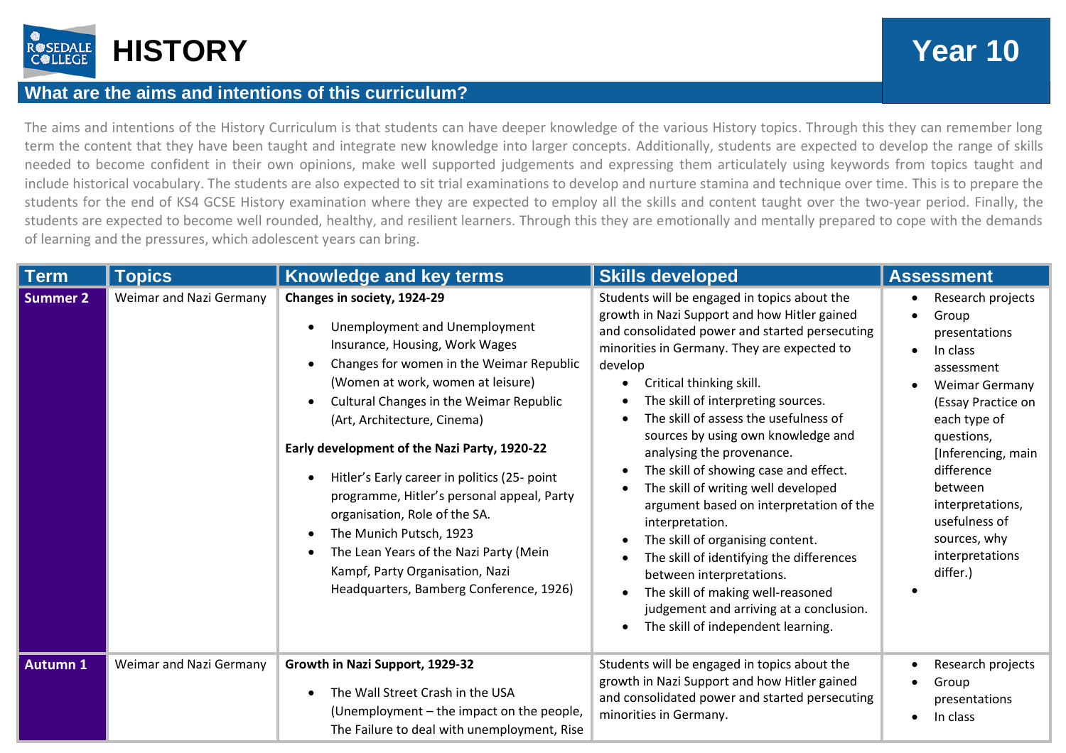# HISTORY

**Year 10**

## What are the aims and intentions of this curriculum?

The aims and intentions of the History Curriculum is that students can have deeper knowledge of the various History topics. Through this they can remember long term the content that they have been taught and integrate new knowledge into larger concepts. Additionally, students are expected to develop the range of skills needed to become confident in their own opinions, make well supported judgements and expressing them articulately using keywords from topics taught and include historical vocabulary. The students are also expected to sit trial examinations to develop and nurture stamina and technique over time. This is to prepare the students for the end of KS4 GCSE History examination where they are expected to employ all the skills and content taught over the two-year period. Finally, the students are expected to become well rounded, healthy, and resilient learners. Through this they are emotionally and mentally prepared to cope with the demands of learning and the pressures, which adolescent years can bring.

| Term | Topics | Knowledge and key terms | Skills developed | Assessment |
|---|---|---|---|---|
| **Summer 2** | Weimar and Nazi Germany | **Changes in society, 1924-29**<br>• Unemployment and Unemployment Insurance, Housing, Work Wages<br>• Changes for women in the Weimar Republic (Women at work, women at leisure)<br>• Cultural Changes in the Weimar Republic (Art, Architecture, Cinema)<br><br>**Early development of the Nazi Party, 1920-22**<br>• Hitler's Early career in politics (25- point programme, Hitler's personal appeal, Party organisation, Role of the SA.<br>• The Munich Putsch, 1923<br>• The Lean Years of the Nazi Party (Mein Kampf, Party Organisation, Nazi Headquarters, Bamberg Conference, 1926) | Students will be engaged in topics about the growth in Nazi Support and how Hitler gained and consolidated power and started persecuting minorities in Germany. They are expected to develop<br>• Critical thinking skill.<br>• The skill of interpreting sources.<br>• The skill of assess the usefulness of sources by using own knowledge and analysing the provenance.<br>• The skill of showing case and effect.<br>• The skill of writing well developed argument based on interpretation of the interpretation.<br>• The skill of organising content.<br>• The skill of identifying the differences between interpretations.<br>• The skill of making well-reasoned judgement and arriving at a conclusion.<br>• The skill of independent learning. | • Research projects<br>• Group presentations<br>• In class assessment<br>• Weimar Germany (Essay Practice on each type of questions, [Inferencing, main difference between interpretations, usefulness of sources, why interpretations differ.)<br>• |
| **Autumn 1** | Weimar and Nazi Germany | **Growth in Nazi Support, 1929-32**<br>• The Wall Street Crash in the USA (Unemployment – the impact on the people, The Failure to deal with unemployment, Rise | Students will be engaged in topics about the growth in Nazi Support and how Hitler gained and consolidated power and started persecuting minorities in Germany. | • Research projects<br>• Group presentations<br>• In class |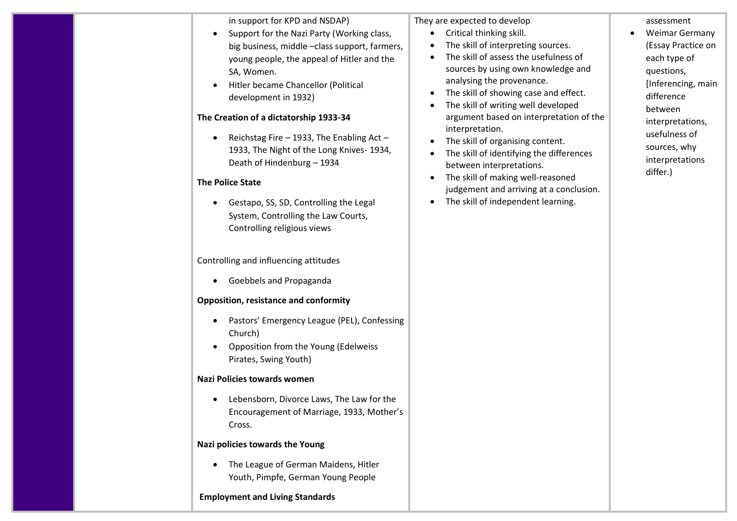| | | Content | Skills | Assessment |
|---|---|---|---|---|
| | | in support for KPD and NSDAP)<br>• Support for the Nazi Party (Working class, big business, middle –class support, farmers, young people, the appeal of Hitler and the SA, Women.<br>• Hitler became Chancellor (Political development in 1932)<br><br>**The Creation of a dictatorship 1933-34**<br>• Reichstag Fire – 1933, The Enabling Act – 1933, The Night of the Long Knives- 1934, Death of Hindenburg – 1934<br><br>**The Police State**<br>• Gestapo, SS, SD, Controlling the Legal System, Controlling the Law Courts, Controlling religious views<br><br>Controlling and influencing attitudes<br>• Goebbels and Propaganda<br><br>**Opposition, resistance and conformity**<br>• Pastors' Emergency League (PEL), Confessing Church)<br>• Opposition from the Young (Edelweiss Pirates, Swing Youth)<br><br>**Nazi Policies towards women**<br>• Lebensborn, Divorce Laws, The Law for the Encouragement of Marriage, 1933, Mother's Cross.<br><br>**Nazi policies towards the Young**<br>• The League of German Maidens, Hitler Youth, Pimpfe, German Young People<br><br>**Employment and Living Standards** | They are expected to develop<br>• Critical thinking skill.<br>• The skill of interpreting sources.<br>• The skill of assess the usefulness of sources by using own knowledge and analysing the provenance.<br>• The skill of showing case and effect.<br>• The skill of writing well developed argument based on interpretation of the interpretation.<br>• The skill of organising content.<br>• The skill of identifying the differences between interpretations.<br>• The skill of making well-reasoned judgement and arriving at a conclusion.<br>• The skill of independent learning. | assessment<br>• Weimar Germany (Essay Practice on each type of questions, [Inferencing, main difference between interpretations, usefulness of sources, why interpretations differ.) |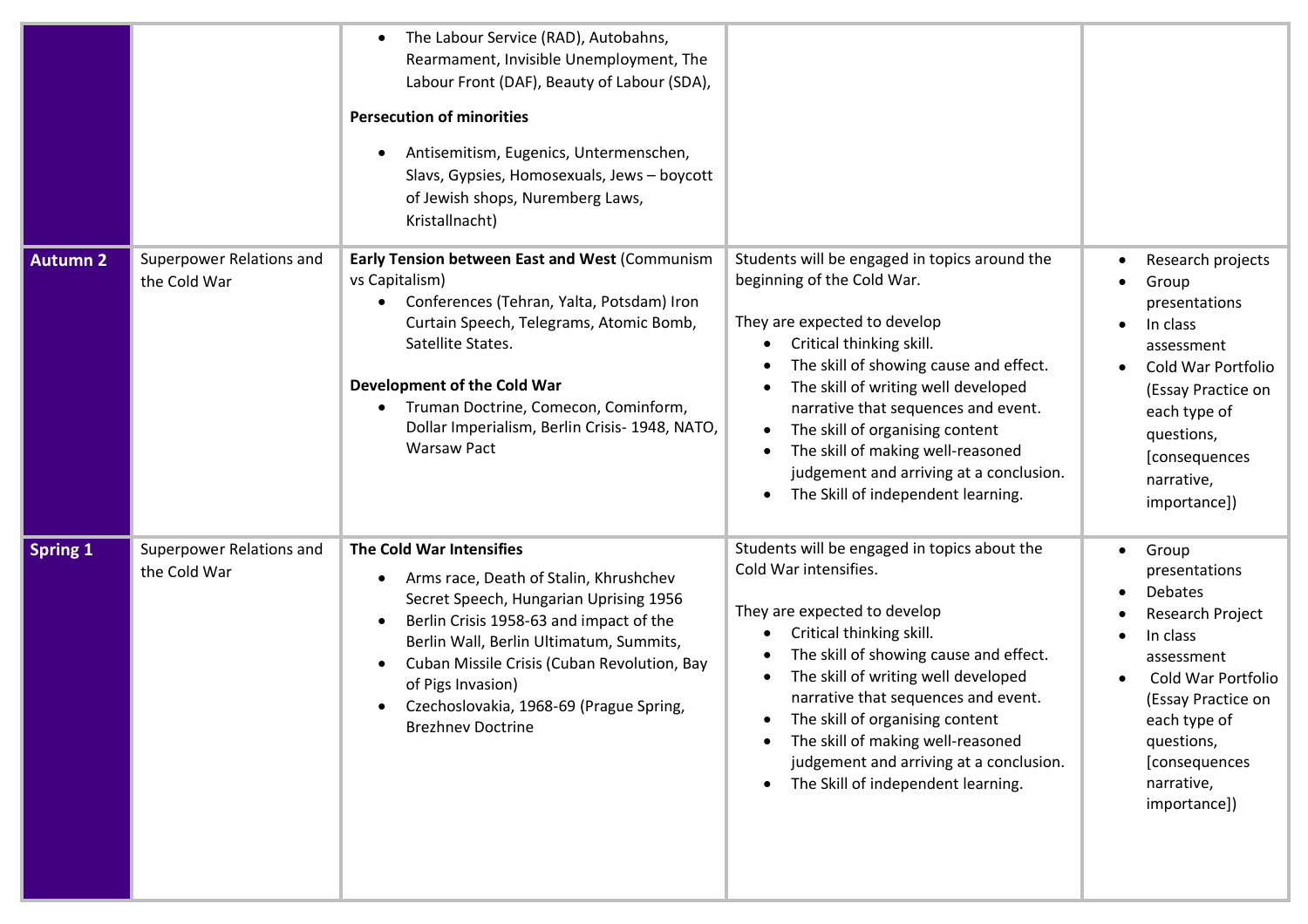| | | | | |
|---|---|---|---|---|
| | | • The Labour Service (RAD), Autobahns, Rearmament, Invisible Unemployment, The Labour Front (DAF), Beauty of Labour (SDA),<br><br>**Persecution of minorities**<br>• Antisemitism, Eugenics, Untermenschen, Slavs, Gypsies, Homosexuals, Jews – boycott of Jewish shops, Nuremberg Laws, Kristallnacht) | | |
| **Autumn 2** | Superpower Relations and the Cold War | **Early Tension between East and West** (Communism vs Capitalism)<br>• Conferences (Tehran, Yalta, Potsdam) Iron Curtain Speech, Telegrams, Atomic Bomb, Satellite States.<br><br>**Development of the Cold War**<br>• Truman Doctrine, Comecon, Cominform, Dollar Imperialism, Berlin Crisis- 1948, NATO, Warsaw Pact | Students will be engaged in topics around the beginning of the Cold War.<br><br>They are expected to develop<br>• Critical thinking skill.<br>• The skill of showing cause and effect.<br>• The skill of writing well developed narrative that sequences and event.<br>• The skill of organising content<br>• The skill of making well-reasoned judgement and arriving at a conclusion.<br>• The Skill of independent learning. | • Research projects<br>• Group presentations<br>• In class assessment<br>• Cold War Portfolio (Essay Practice on each type of questions, [consequences narrative, importance]) |
| **Spring 1** | Superpower Relations and the Cold War | **The Cold War Intensifies**<br>• Arms race, Death of Stalin, Khrushchev Secret Speech, Hungarian Uprising 1956<br>• Berlin Crisis 1958-63 and impact of the Berlin Wall, Berlin Ultimatum, Summits,<br>• Cuban Missile Crisis (Cuban Revolution, Bay of Pigs Invasion)<br>• Czechoslovakia, 1968-69 (Prague Spring, Brezhnev Doctrine | Students will be engaged in topics about the Cold War intensifies.<br><br>They are expected to develop<br>• Critical thinking skill.<br>• The skill of showing cause and effect.<br>• The skill of writing well developed narrative that sequences and event.<br>• The skill of organising content<br>• The skill of making well-reasoned judgement and arriving at a conclusion.<br>• The Skill of independent learning. | • Group presentations<br>• Debates<br>• Research Project<br>• In class assessment<br>• Cold War Portfolio (Essay Practice on each type of questions, [consequences narrative, importance]) |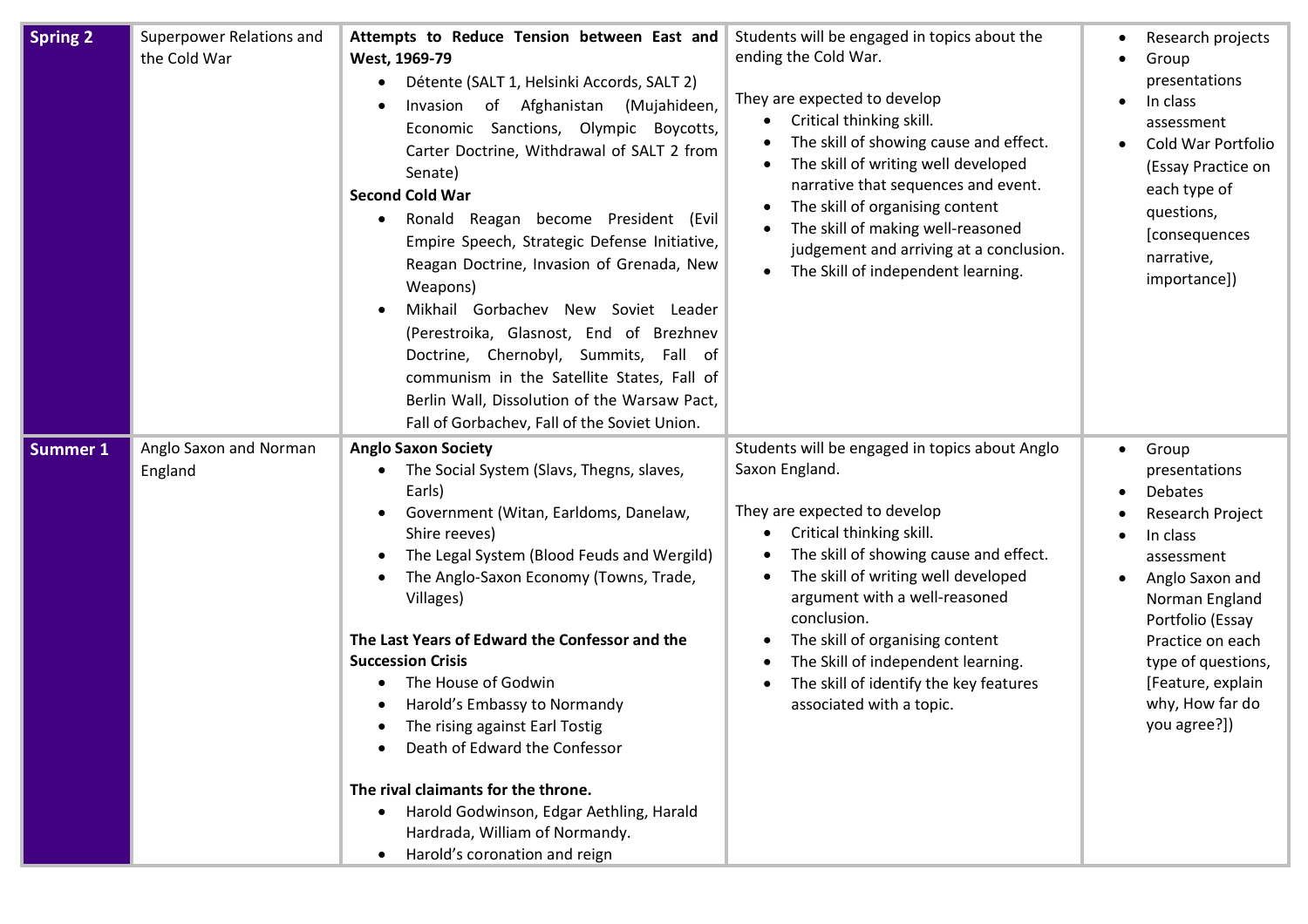| | | | | |
|---|---|---|---|---|
| **Spring 2** | Superpower Relations and the Cold War | **Attempts to Reduce Tension between East and West, 1969-79**<br>• Détente (SALT 1, Helsinki Accords, SALT 2)<br>• Invasion of Afghanistan (Mujahideen, Economic Sanctions, Olympic Boycotts, Carter Doctrine, Withdrawal of SALT 2 from Senate)<br>**Second Cold War**<br>• Ronald Reagan become President (Evil Empire Speech, Strategic Defense Initiative, Reagan Doctrine, Invasion of Grenada, New Weapons)<br>• Mikhail Gorbachev New Soviet Leader (Perestroika, Glasnost, End of Brezhnev Doctrine, Chernobyl, Summits, Fall of communism in the Satellite States, Fall of Berlin Wall, Dissolution of the Warsaw Pact, Fall of Gorbachev, Fall of the Soviet Union. | Students will be engaged in topics about the ending the Cold War.<br><br>They are expected to develop<br>• Critical thinking skill.<br>• The skill of showing cause and effect.<br>• The skill of writing well developed narrative that sequences and event.<br>• The skill of organising content<br>• The skill of making well-reasoned judgement and arriving at a conclusion.<br>• The Skill of independent learning. | • Research projects<br>• Group presentations<br>• In class assessment<br>• Cold War Portfolio (Essay Practice on each type of questions, [consequences narrative, importance]) |
| **Summer 1** | Anglo Saxon and Norman England | **Anglo Saxon Society**<br>• The Social System (Slavs, Thegns, slaves, Earls)<br>• Government (Witan, Earldoms, Danelaw, Shire reeves)<br>• The Legal System (Blood Feuds and Wergild)<br>• The Anglo-Saxon Economy (Towns, Trade, Villages)<br><br>**The Last Years of Edward the Confessor and the Succession Crisis**<br>• The House of Godwin<br>• Harold's Embassy to Normandy<br>• The rising against Earl Tostig<br>• Death of Edward the Confessor<br><br>**The rival claimants for the throne.**<br>• Harold Godwinson, Edgar Aethling, Harald Hardrada, William of Normandy.<br>• Harold's coronation and reign | Students will be engaged in topics about Anglo Saxon England.<br><br>They are expected to develop<br>• Critical thinking skill.<br>• The skill of showing cause and effect.<br>• The skill of writing well developed argument with a well-reasoned conclusion.<br>• The skill of organising content<br>• The Skill of independent learning.<br>• The skill of identify the key features associated with a topic. | • Group presentations<br>• Debates<br>• Research Project<br>• In class assessment<br>• Anglo Saxon and Norman England Portfolio (Essay Practice on each type of questions, [Feature, explain why, How far do you agree?]) |